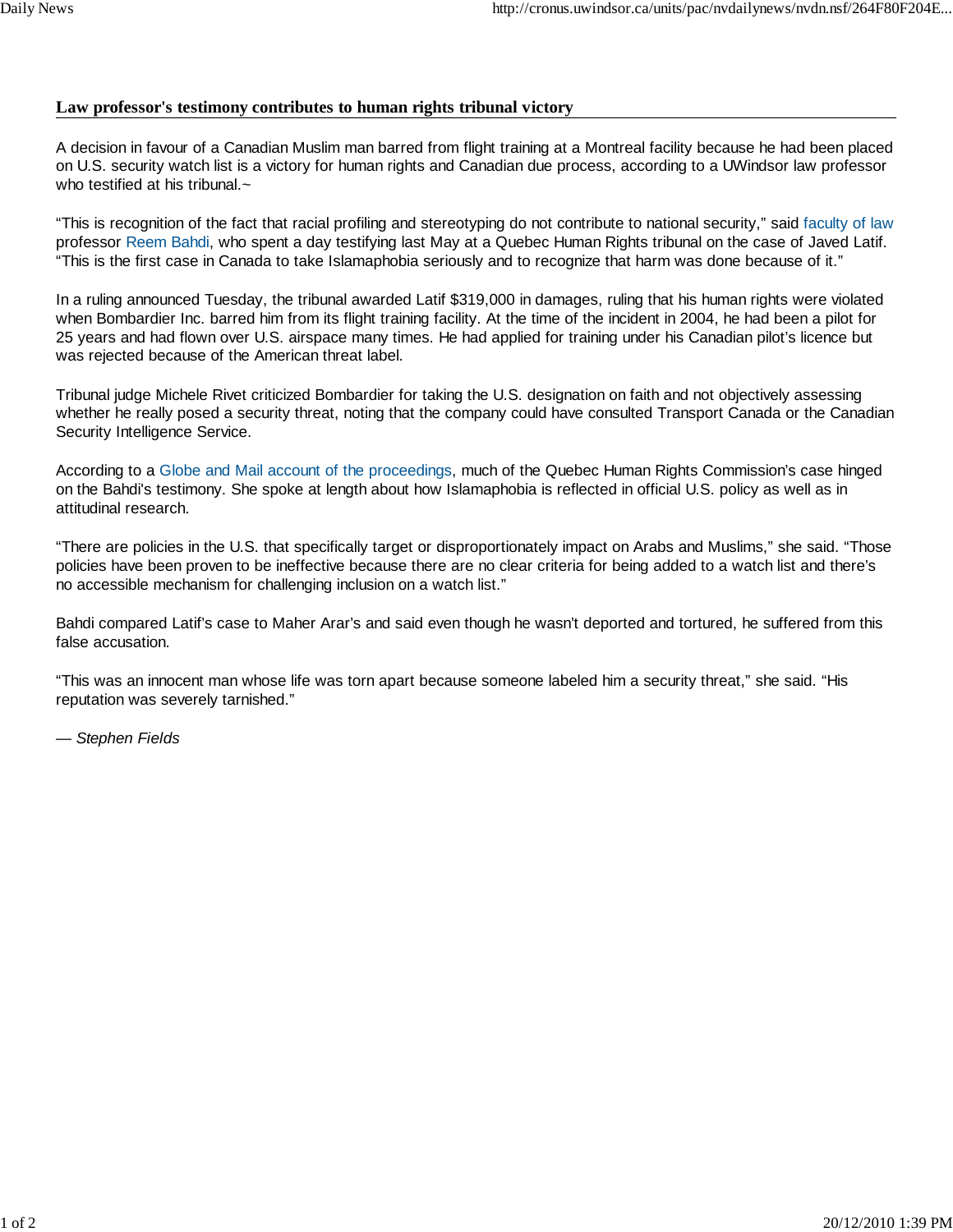## Law professor's testimony contributes to human rights tribunal victory

A decision in favour of a Canadian Muslim man barred from flight training at a Montreal facility because he had been placed on U.S. security watch list is a victory for human rights and Canadian due process, according to a UWindsor law professor who testified at his tribunal.~

“This is recognition of the fact that racial profiling and stereotyping do not contribute to national security,” said faculty of law professor Reem Bahdi, who spent a day testifying last May at a Quebec Human Rights tribunal on the case of Javed Latif. “This is the first case in Canada to take Islamaphobia seriously and to recognize that harm was done because of it.”

In a ruling announced Tuesday, the tribunal awarded Latif $319,000 in damages, ruling that his human rights were violated when Bombardier Inc. barred him from its flight training facility. At the time of the incident in 2004, he had been a pilot for 25 years and had flown over U.S. airspace many times. He had applied for training under his Canadian pilot’s licence but was rejected because of the American threat label.

Tribunal judge Michele Rivet criticized Bombardier for taking the U.S. designation on faith and not objectively assessing whether he really posed a security threat, noting that the company could have consulted Transport Canada or the Canadian Security Intelligence Service.

According to a Globe and Mail account of the proceedings, much of the Quebec Human Rights Commission's case hinged on the Bahdi's testimony. She spoke at length about how Islamaphobia is reflected in official U.S. policy as well as in attitudinal research.

“There are policies in the U.S. that specifically target or disproportionately impact on Arabs and Muslims,” she said. “Those policies have been proven to be ineffective because there are no clear criteria for being added to a watch list and there’s no accessible mechanism for challenging inclusion on a watch list.”

Bahdi compared Latif’s case to Maher Arar’s and said even though he wasn’t deported and tortured, he suffered from this false accusation.

“This was an innocent man whose life was torn apart because someone labeled him a security threat,” she said. “His reputation was severely tarnished.”

*— Stephen Fields*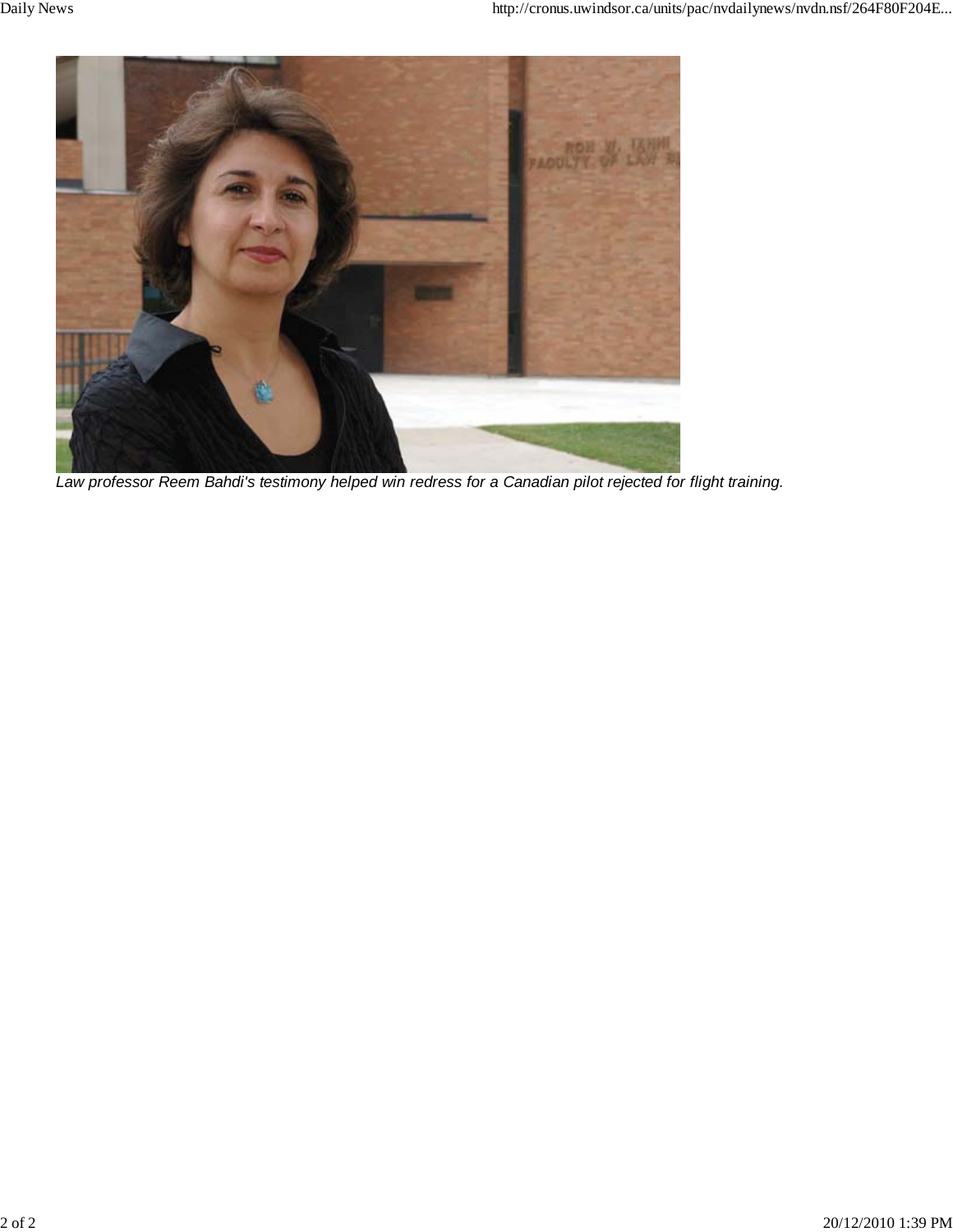*Law professor Reem Bahdi's testimony helped win redress for a Canadian pilot rejected for flight training.*